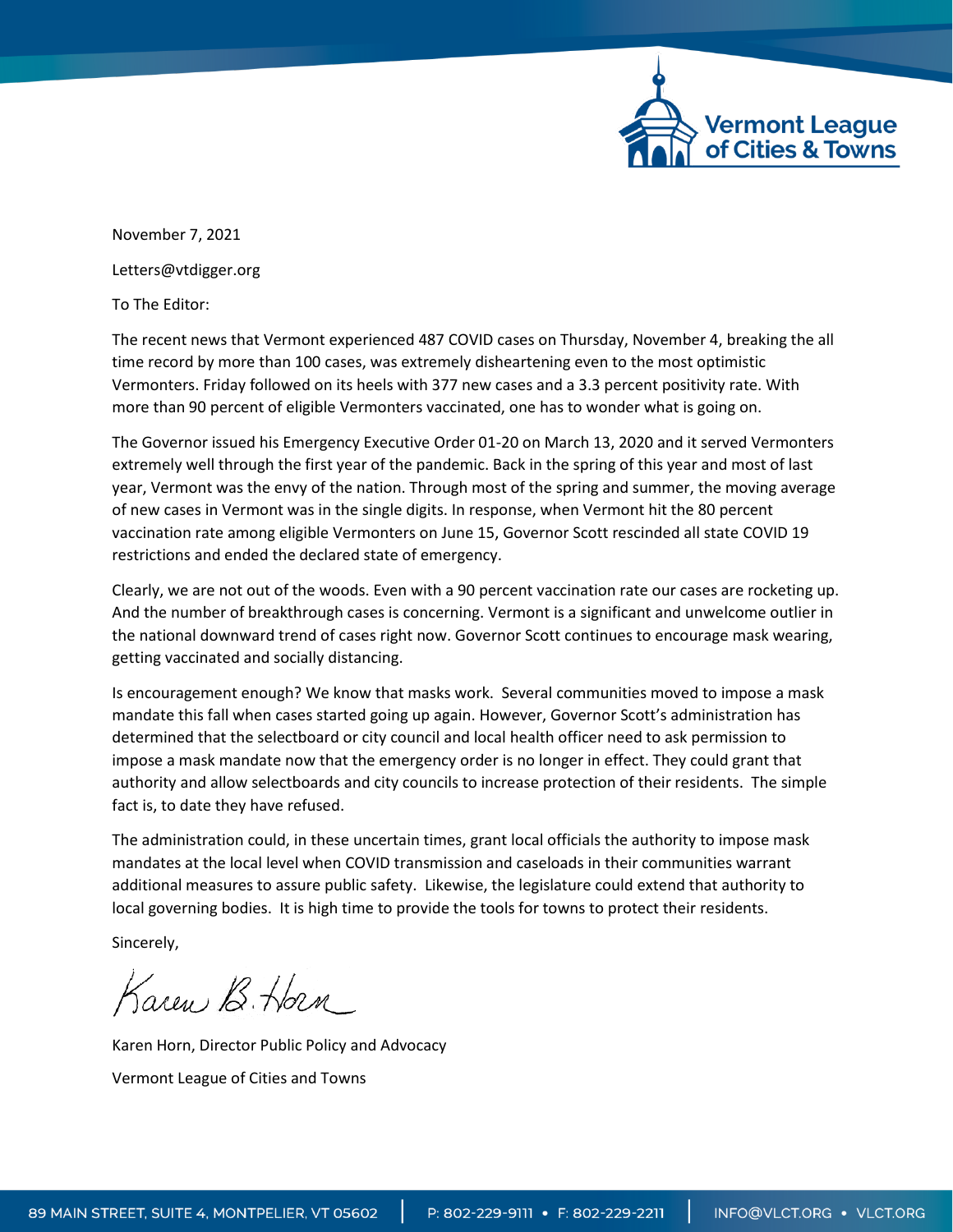Vermont League of Cities & Towns

November 7, 2021

Letters@vtdigger.org

To The Editor:

The recent news that Vermont experienced 487 COVID cases on Thursday, November 4, breaking the all time record by more than 100 cases, was extremely disheartening even to the most optimistic Vermonters. Friday followed on its heels with 377 new cases and a 3.3 percent positivity rate. With more than 90 percent of eligible Vermonters vaccinated, one has to wonder what is going on.

The Governor issued his Emergency Executive Order 01-20 on March 13, 2020 and it served Vermonters extremely well through the first year of the pandemic. Back in the spring of this year and most of last year, Vermont was the envy of the nation. Through most of the spring and summer, the moving average of new cases in Vermont was in the single digits. In response, when Vermont hit the 80 percent vaccination rate among eligible Vermonters on June 15, Governor Scott rescinded all state COVID 19 restrictions and ended the declared state of emergency.

Clearly, we are not out of the woods. Even with a 90 percent vaccination rate our cases are rocketing up. And the number of breakthrough cases is concerning. Vermont is a significant and unwelcome outlier in the national downward trend of cases right now. Governor Scott continues to encourage mask wearing, getting vaccinated and socially distancing.

Is encouragement enough? We know that masks work. Several communities moved to impose a mask mandate this fall when cases started going up again. However, Governor Scott's administration has determined that the selectboard or city council and local health officer need to ask permission to impose a mask mandate now that the emergency order is no longer in effect. They could grant that authority and allow selectboards and city councils to increase protection of their residents. The simple fact is, to date they have refused.

The administration could, in these uncertain times, grant local officials the authority to impose mask mandates at the local level when COVID transmission and caseloads in their communities warrant additional measures to assure public safety. Likewise, the legislature could extend that authority to local governing bodies. It is high time to provide the tools for towns to protect their residents.

Sincerely,

Karen B. Horn

Karen Horn, Director Public Policy and Advocacy

Vermont League of Cities and Towns

89 MAIN STREET, SUITE 4, MONTPELIER, VT 05602 | P: 802-229-9111 • F: 802-229-2211 | INFO@VLCT.ORG • VLCT.ORG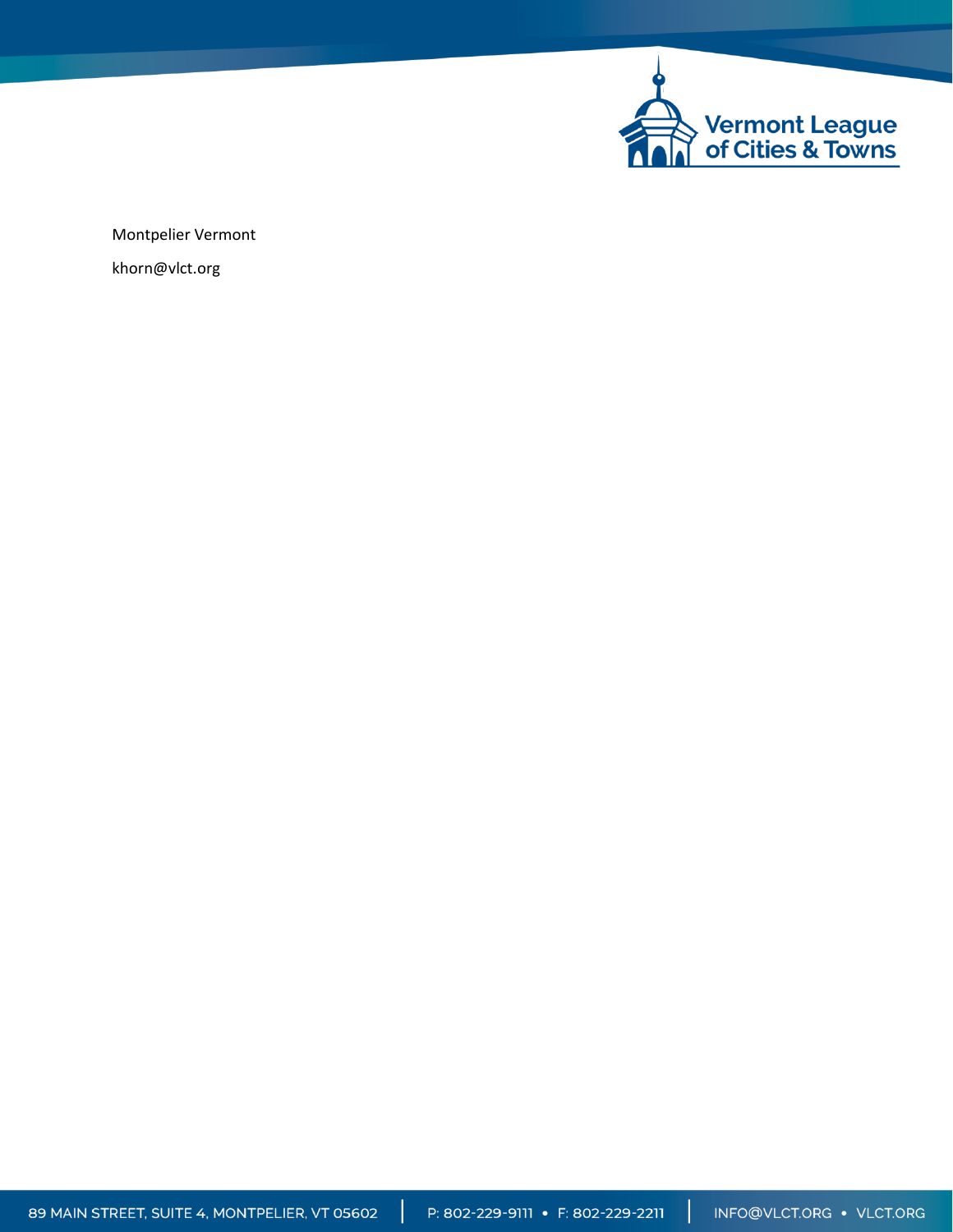Montpelier Vermont

khorn@vlct.org